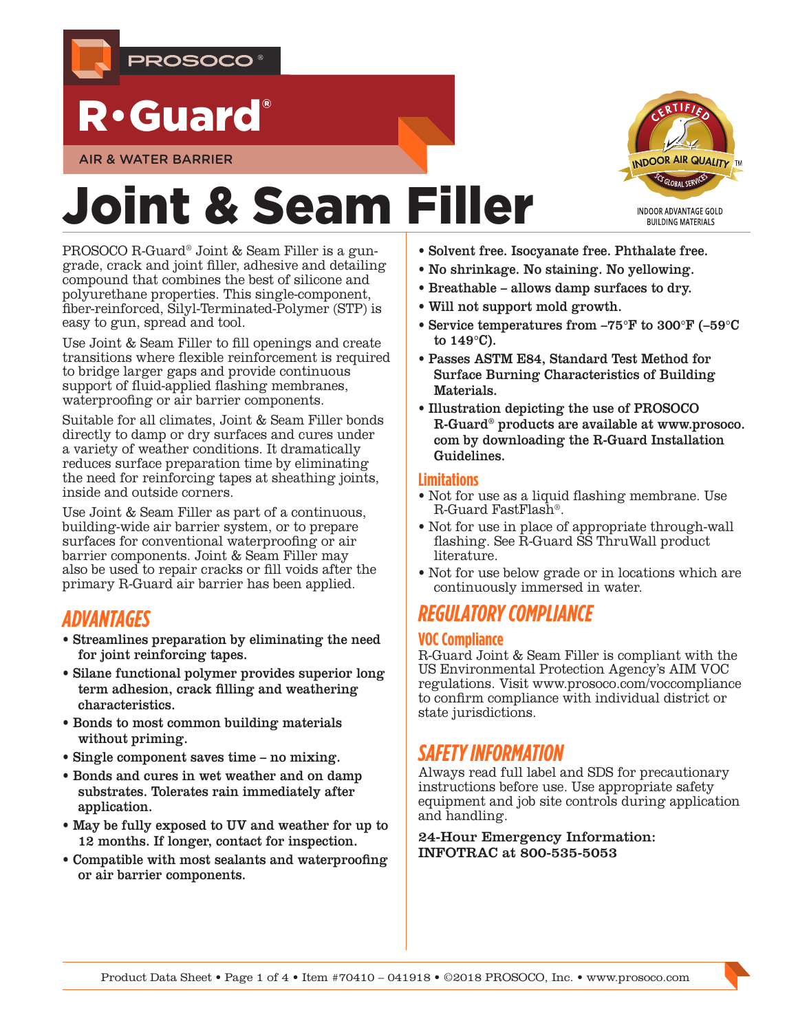PROSOCO®

# R•Guard®

AIR & WATER BARRIER

# Joint & Seam Filler

CERTIFIED INDOOR AIR QUALITY™ SCS GLOBAL SERVICES

INDOOR ADVANTAGE GOLD BUILDING MATERIALS

PROSOCO R-Guard® Joint & Seam Filler is a gun-grade, crack and joint filler, adhesive and detailing compound that combines the best of silicone and polyurethane properties. This single-component, fiber-reinforced, Silyl-Terminated-Polymer (STP) is easy to gun, spread and tool.

Use Joint & Seam Filler to fill openings and create transitions where flexible reinforcement is required to bridge larger gaps and provide continuous support of fluid-applied flashing membranes, waterproofing or air barrier components.

Suitable for all climates, Joint & Seam Filler bonds directly to damp or dry surfaces and cures under a variety of weather conditions. It dramatically reduces surface preparation time by eliminating the need for reinforcing tapes at sheathing joints, inside and outside corners.

Use Joint & Seam Filler as part of a continuous, building-wide air barrier system, or to prepare surfaces for conventional waterproofing or air barrier components. Joint & Seam Filler may also be used to repair cracks or fill voids after the primary R-Guard air barrier has been applied.

## ADVANTAGES

- **Streamlines preparation by eliminating the need for joint reinforcing tapes.**
- **Silane functional polymer provides superior long term adhesion, crack filling and weathering characteristics.**
- **Bonds to most common building materials without priming.**
- **Single component saves time – no mixing.**
- **Bonds and cures in wet weather and on damp substrates. Tolerates rain immediately after application.**
- **May be fully exposed to UV and weather for up to 12 months. If longer, contact for inspection.**
- **Compatible with most sealants and waterproofing or air barrier components.**
- **Solvent free. Isocyanate free. Phthalate free.**
- **No shrinkage. No staining. No yellowing.**
- **Breathable – allows damp surfaces to dry.**
- **Will not support mold growth.**
- **Service temperatures from –75°F to 300°F (–59°C to 149°C).**
- **Passes ASTM E84, Standard Test Method for Surface Burning Characteristics of Building Materials.**
- **Illustration depicting the use of PROSOCO R-Guard® products are available at www.prosoco.com by downloading the R-Guard Installation Guidelines.**

### Limitations

- Not for use as a liquid flashing membrane. Use R-Guard FastFlash®.
- Not for use in place of appropriate through-wall flashing. See R-Guard SS ThruWall product literature.
- Not for use below grade or in locations which are continuously immersed in water.

## REGULATORY COMPLIANCE

### VOC Compliance

R-Guard Joint & Seam Filler is compliant with the US Environmental Protection Agency's AIM VOC regulations. Visit www.prosoco.com/voccompliance to confirm compliance with individual district or state jurisdictions.

## SAFETY INFORMATION

Always read full label and SDS for precautionary instructions before use. Use appropriate safety equipment and job site controls during application and handling.

**24-Hour Emergency Information: INFOTRAC at 800-535-5053**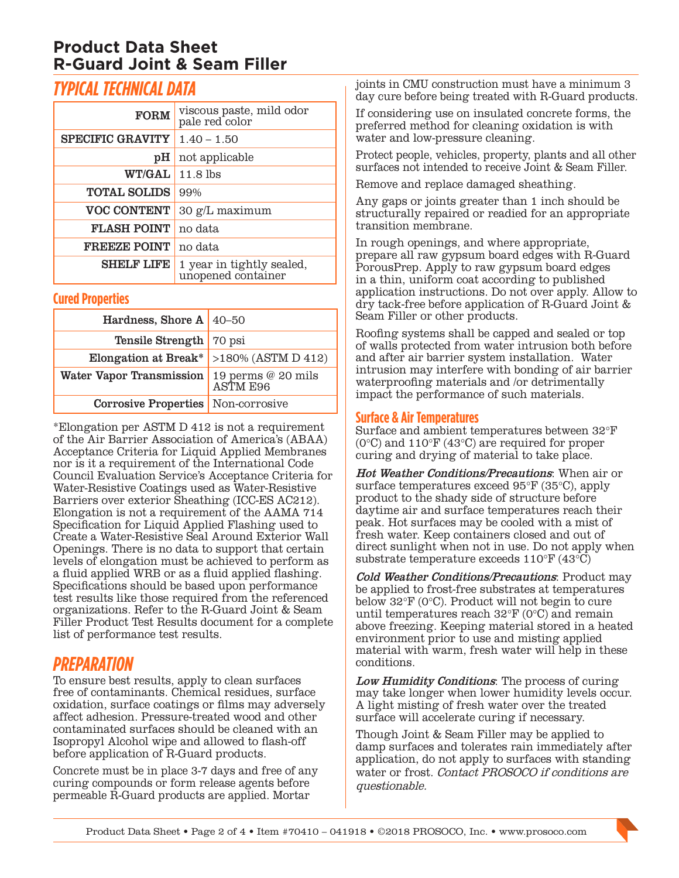# Product Data Sheet
# R-Guard Joint & Seam Filler

## TYPICAL TECHNICAL DATA

| | |
|---|---|
| **FORM** | viscous paste, mild odor pale red color |
| **SPECIFIC GRAVITY** | 1.40 – 1.50 |
| **pH** | not applicable |
| **WT/GAL** | 11.8 lbs |
| **TOTAL SOLIDS** | 99% |
| **VOC CONTENT** | 30 g/L maximum |
| **FLASH POINT** | no data |
| **FREEZE POINT** | no data |
| **SHELF LIFE** | 1 year in tightly sealed, unopened container |

### Cured Properties

| | |
|---|---|
| **Hardness, Shore A** | 40–50 |
| **Tensile Strength** | 70 psi |
| **Elongation at Break*** | >180% (ASTM D 412) |
| **Water Vapor Transmission** | 19 perms @ 20 mils ASTM E96 |
| **Corrosive Properties** | Non-corrosive |

*Elongation per ASTM D 412 is not a requirement of the Air Barrier Association of America's (ABAA) Acceptance Criteria for Liquid Applied Membranes nor is it a requirement of the International Code Council Evaluation Service's Acceptance Criteria for Water-Resistive Coatings used as Water-Resistive Barriers over exterior Sheathing (ICC-ES AC212). Elongation is not a requirement of the AAMA 714 Specification for Liquid Applied Flashing used to Create a Water-Resistive Seal Around Exterior Wall Openings. There is no data to support that certain levels of elongation must be achieved to perform as a fluid applied WRB or as a fluid applied flashing. Specifications should be based upon performance test results like those required from the referenced organizations. Refer to the R-Guard Joint & Seam Filler Product Test Results document for a complete list of performance test results.

## PREPARATION

To ensure best results, apply to clean surfaces free of contaminants. Chemical residues, surface oxidation, surface coatings or films may adversely affect adhesion. Pressure-treated wood and other contaminated surfaces should be cleaned with an Isopropyl Alcohol wipe and allowed to flash-off before application of R-Guard products.

Concrete must be in place 3-7 days and free of any curing compounds or form release agents before permeable R-Guard products are applied. Mortar joints in CMU construction must have a minimum 3 day cure before being treated with R-Guard products.

If considering use on insulated concrete forms, the preferred method for cleaning oxidation is with water and low-pressure cleaning.

Protect people, vehicles, property, plants and all other surfaces not intended to receive Joint & Seam Filler.

Remove and replace damaged sheathing.

Any gaps or joints greater than 1 inch should be structurally repaired or readied for an appropriate transition membrane.

In rough openings, and where appropriate, prepare all raw gypsum board edges with R-Guard PorousPrep. Apply to raw gypsum board edges in a thin, uniform coat according to published application instructions. Do not over apply. Allow to dry tack-free before application of R-Guard Joint & Seam Filler or other products.

Roofing systems shall be capped and sealed or top of walls protected from water intrusion both before and after air barrier system installation. Water intrusion may interfere with bonding of air barrier waterproofing materials and /or detrimentally impact the performance of such materials.

### Surface & Air Temperatures

Surface and ambient temperatures between 32°F (0°C) and 110°F (43°C) are required for proper curing and drying of material to take place.

***Hot Weather Conditions/Precautions***: When air or surface temperatures exceed 95°F (35°C), apply product to the shady side of structure before daytime air and surface temperatures reach their peak. Hot surfaces may be cooled with a mist of fresh water. Keep containers closed and out of direct sunlight when not in use. Do not apply when substrate temperature exceeds 110°F (43°C)

***Cold Weather Conditions/Precautions***: Product may be applied to frost-free substrates at temperatures below 32°F (0°C). Product will not begin to cure until temperatures reach 32°F (0°C) and remain above freezing. Keeping material stored in a heated environment prior to use and misting applied material with warm, fresh water will help in these conditions.

***Low Humidity Conditions***: The process of curing may take longer when lower humidity levels occur. A light misting of fresh water over the treated surface will accelerate curing if necessary.

Though Joint & Seam Filler may be applied to damp surfaces and tolerates rain immediately after application, do not apply to surfaces with standing water or frost. *Contact PROSOCO if conditions are questionable.*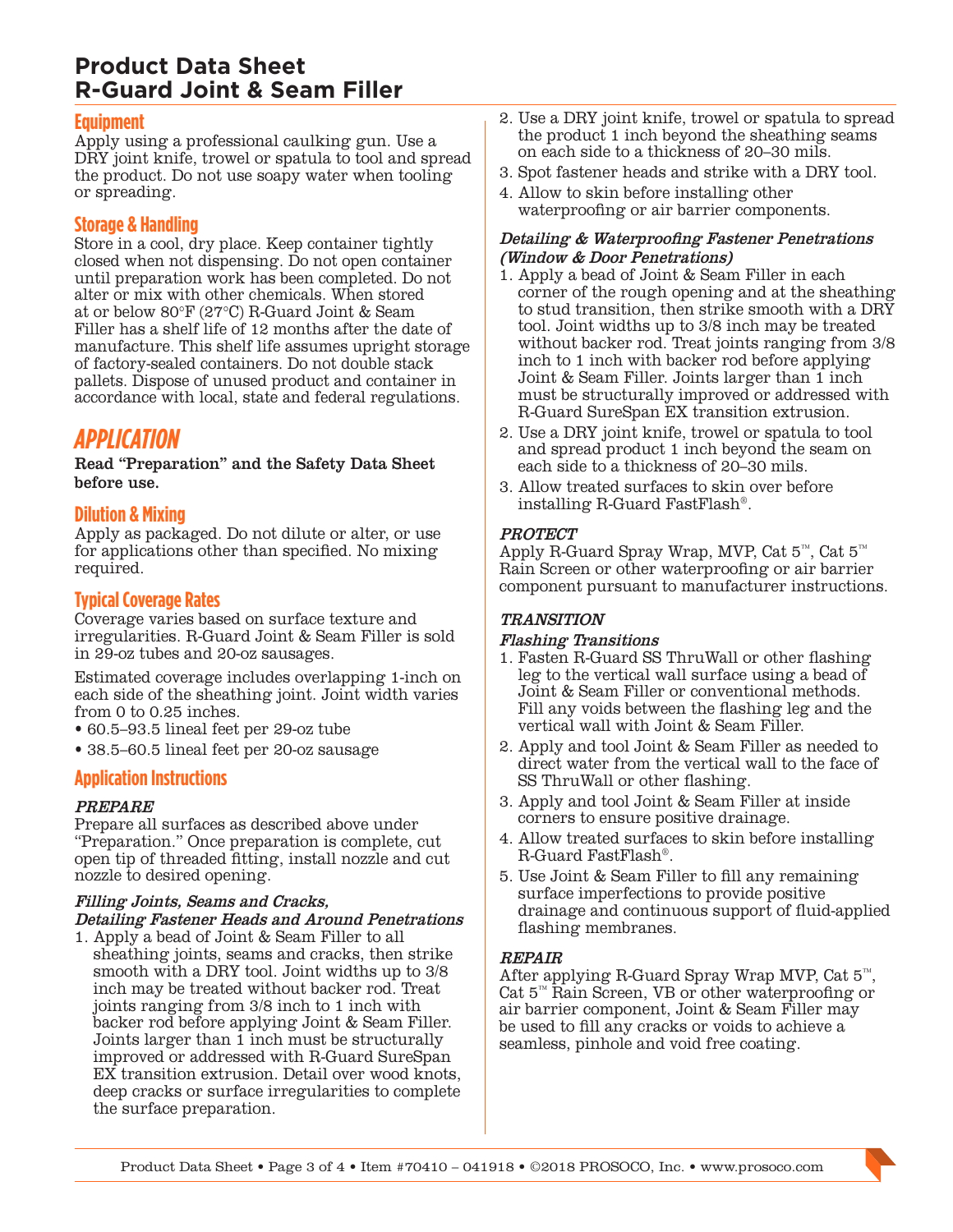# Product Data Sheet
# R-Guard Joint & Seam Filler

### Equipment

Apply using a professional caulking gun. Use a DRY joint knife, trowel or spatula to tool and spread the product. Do not use soapy water when tooling or spreading.

### Storage & Handling

Store in a cool, dry place. Keep container tightly closed when not dispensing. Do not open container until preparation work has been completed. Do not alter or mix with other chemicals. When stored at or below 80°F (27°C) R-Guard Joint & Seam Filler has a shelf life of 12 months after the date of manufacture. This shelf life assumes upright storage of factory-sealed containers. Do not double stack pallets. Dispose of unused product and container in accordance with local, state and federal regulations.

## APPLICATION

**Read "Preparation" and the Safety Data Sheet before use.**

### Dilution & Mixing

Apply as packaged. Do not dilute or alter, or use for applications other than specified. No mixing required.

### Typical Coverage Rates

Coverage varies based on surface texture and irregularities. R-Guard Joint & Seam Filler is sold in 29-oz tubes and 20-oz sausages.

Estimated coverage includes overlapping 1-inch on each side of the sheathing joint. Joint width varies from 0 to 0.25 inches.

- 60.5–93.5 lineal feet per 29-oz tube
- 38.5–60.5 lineal feet per 20-oz sausage

### Application Instructions

***PREPARE***

Prepare all surfaces as described above under "Preparation." Once preparation is complete, cut open tip of threaded fitting, install nozzle and cut nozzle to desired opening.

***Filling Joints, Seams and Cracks, Detailing Fastener Heads and Around Penetrations***

1. Apply a bead of Joint & Seam Filler to all sheathing joints, seams and cracks, then strike smooth with a DRY tool. Joint widths up to 3/8 inch may be treated without backer rod. Treat joints ranging from 3/8 inch to 1 inch with backer rod before applying Joint & Seam Filler. Joints larger than 1 inch must be structurally improved or addressed with R-Guard SureSpan EX transition extrusion. Detail over wood knots, deep cracks or surface irregularities to complete the surface preparation.
2. Use a DRY joint knife, trowel or spatula to spread the product 1 inch beyond the sheathing seams on each side to a thickness of 20–30 mils.
3. Spot fastener heads and strike with a DRY tool.
4. Allow to skin before installing other waterproofing or air barrier components.

***Detailing & Waterproofing Fastener Penetrations (Window & Door Penetrations)***

1. Apply a bead of Joint & Seam Filler in each corner of the rough opening and at the sheathing to stud transition, then strike smooth with a DRY tool. Joint widths up to 3/8 inch may be treated without backer rod. Treat joints ranging from 3/8 inch to 1 inch with backer rod before applying Joint & Seam Filler. Joints larger than 1 inch must be structurally improved or addressed with R-Guard SureSpan EX transition extrusion.
2. Use a DRY joint knife, trowel or spatula to tool and spread product 1 inch beyond the seam on each side to a thickness of 20–30 mils.
3. Allow treated surfaces to skin over before installing R-Guard FastFlash®.

***PROTECT***

Apply R-Guard Spray Wrap, MVP, Cat 5™, Cat 5™ Rain Screen or other waterproofing or air barrier component pursuant to manufacturer instructions.

***TRANSITION***

***Flashing Transitions***

1. Fasten R-Guard SS ThruWall or other flashing leg to the vertical wall surface using a bead of Joint & Seam Filler or conventional methods. Fill any voids between the flashing leg and the vertical wall with Joint & Seam Filler.
2. Apply and tool Joint & Seam Filler as needed to direct water from the vertical wall to the face of SS ThruWall or other flashing.
3. Apply and tool Joint & Seam Filler at inside corners to ensure positive drainage.
4. Allow treated surfaces to skin before installing R-Guard FastFlash®.
5. Use Joint & Seam Filler to fill any remaining surface imperfections to provide positive drainage and continuous support of fluid-applied flashing membranes.

***REPAIR***

After applying R-Guard Spray Wrap MVP, Cat 5™, Cat 5™ Rain Screen, VB or other waterproofing or air barrier component, Joint & Seam Filler may be used to fill any cracks or voids to achieve a seamless, pinhole and void free coating.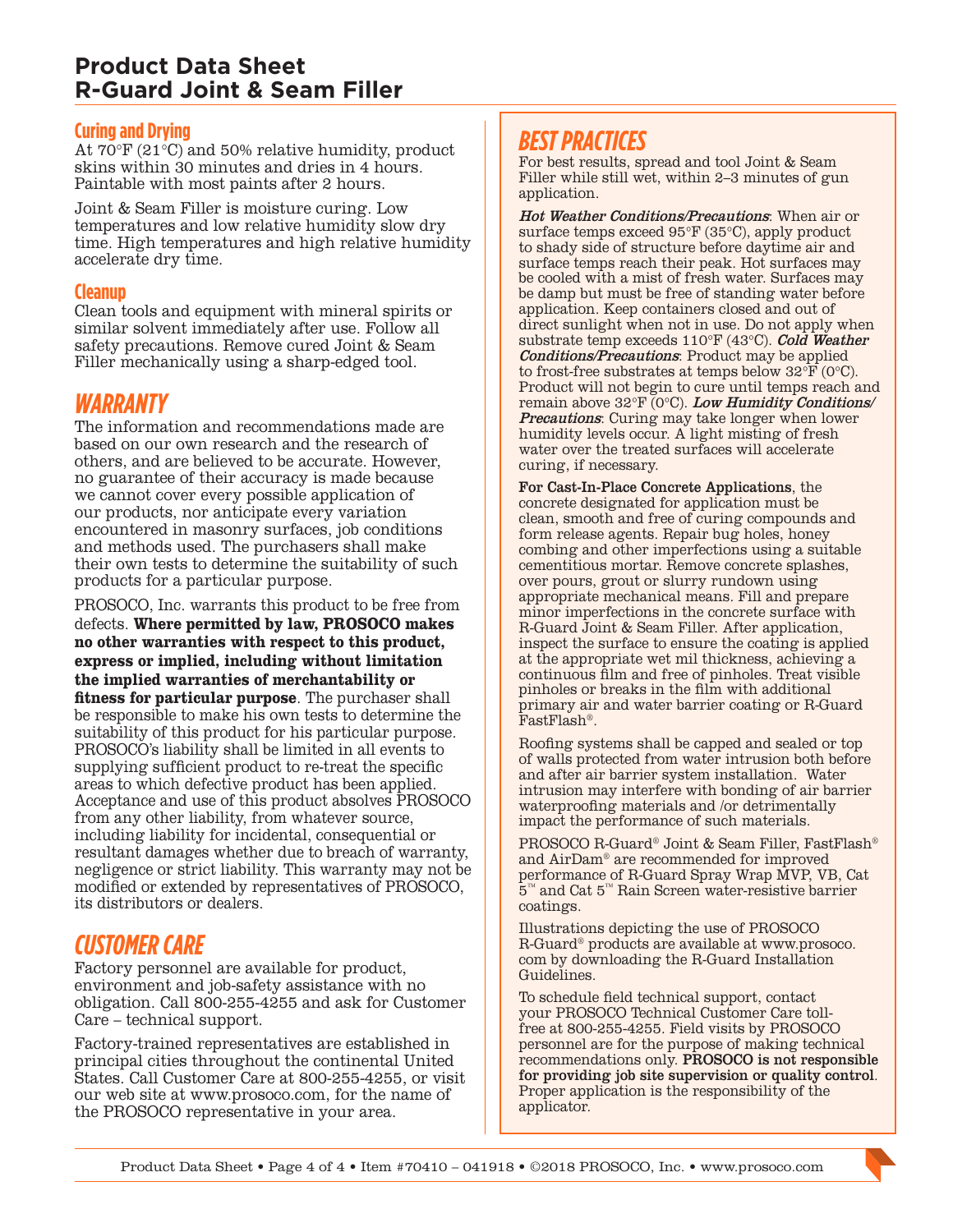# Product Data Sheet
# R-Guard Joint & Seam Filler

### Curing and Drying

At 70°F (21°C) and 50% relative humidity, product skins within 30 minutes and dries in 4 hours. Paintable with most paints after 2 hours.

Joint & Seam Filler is moisture curing. Low temperatures and low relative humidity slow dry time. High temperatures and high relative humidity accelerate dry time.

### Cleanup

Clean tools and equipment with mineral spirits or similar solvent immediately after use. Follow all safety precautions. Remove cured Joint & Seam Filler mechanically using a sharp-edged tool.

## WARRANTY

The information and recommendations made are based on our own research and the research of others, and are believed to be accurate. However, no guarantee of their accuracy is made because we cannot cover every possible application of our products, nor anticipate every variation encountered in masonry surfaces, job conditions and methods used. The purchasers shall make their own tests to determine the suitability of such products for a particular purpose.

PROSOCO, Inc. warrants this product to be free from defects. **Where permitted by law, PROSOCO makes no other warranties with respect to this product, express or implied, including without limitation the implied warranties of merchantability or fitness for particular purpose**. The purchaser shall be responsible to make his own tests to determine the suitability of this product for his particular purpose. PROSOCO's liability shall be limited in all events to supplying sufficient product to re-treat the specific areas to which defective product has been applied. Acceptance and use of this product absolves PROSOCO from any other liability, from whatever source, including liability for incidental, consequential or resultant damages whether due to breach of warranty, negligence or strict liability. This warranty may not be modified or extended by representatives of PROSOCO, its distributors or dealers.

## CUSTOMER CARE

Factory personnel are available for product, environment and job-safety assistance with no obligation. Call 800-255-4255 and ask for Customer Care – technical support.

Factory-trained representatives are established in principal cities throughout the continental United States. Call Customer Care at 800-255-4255, or visit our web site at www.prosoco.com, for the name of the PROSOCO representative in your area.

## BEST PRACTICES

For best results, spread and tool Joint & Seam Filler while still wet, within 2–3 minutes of gun application.

***Hot Weather Conditions/Precautions***: When air or surface temps exceed 95°F (35°C), apply product to shady side of structure before daytime air and surface temps reach their peak. Hot surfaces may be cooled with a mist of fresh water. Surfaces may be damp but must be free of standing water before application. Keep containers closed and out of direct sunlight when not in use. Do not apply when substrate temp exceeds 110°F (43°C). ***Cold Weather Conditions/Precautions***: Product may be applied to frost-free substrates at temps below 32°F (0°C). Product will not begin to cure until temps reach and remain above 32°F (0°C). ***Low Humidity Conditions/ Precautions***: Curing may take longer when lower humidity levels occur. A light misting of fresh water over the treated surfaces will accelerate curing, if necessary.

**For Cast-In-Place Concrete Applications**, the concrete designated for application must be clean, smooth and free of curing compounds and form release agents. Repair bug holes, honey combing and other imperfections using a suitable cementitious mortar. Remove concrete splashes, over pours, grout or slurry rundown using appropriate mechanical means. Fill and prepare minor imperfections in the concrete surface with R-Guard Joint & Seam Filler. After application, inspect the surface to ensure the coating is applied at the appropriate wet mil thickness, achieving a continuous film and free of pinholes. Treat visible pinholes or breaks in the film with additional primary air and water barrier coating or R-Guard FastFlash®.

Roofing systems shall be capped and sealed or top of walls protected from water intrusion both before and after air barrier system installation. Water intrusion may interfere with bonding of air barrier waterproofing materials and /or detrimentally impact the performance of such materials.

PROSOCO R-Guard® Joint & Seam Filler, FastFlash® and AirDam® are recommended for improved performance of R-Guard Spray Wrap MVP, VB, Cat 5™ and Cat 5™ Rain Screen water-resistive barrier coatings.

Illustrations depicting the use of PROSOCO R-Guard® products are available at www.prosoco.com by downloading the R-Guard Installation Guidelines.

To schedule field technical support, contact your PROSOCO Technical Customer Care toll-free at 800-255-4255. Field visits by PROSOCO personnel are for the purpose of making technical recommendations only. **PROSOCO is not responsible for providing job site supervision or quality control**. Proper application is the responsibility of the applicator.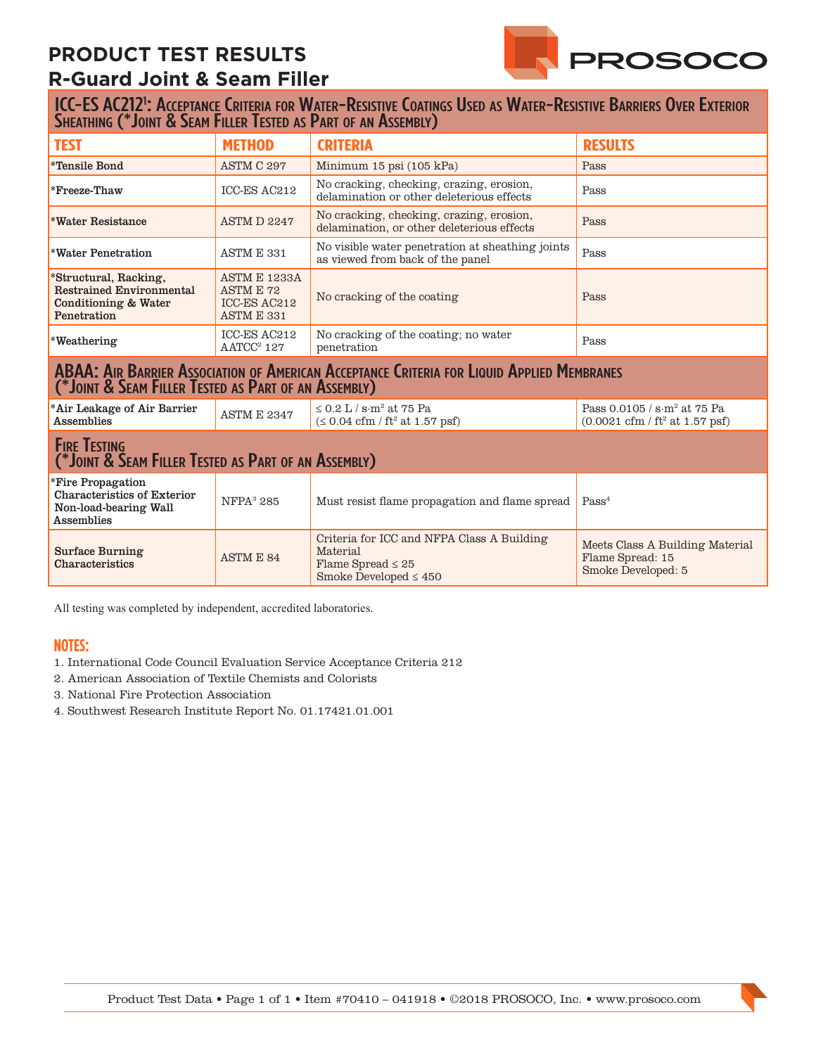# PRODUCT TEST RESULTS
## R-Guard Joint & Seam Filler

| TEST | METHOD | CRITERIA | RESULTS |
|---|---|---|---|
| **ICC-ES AC212[1]: Acceptance Criteria for Water-Resistive Coatings Used as Water-Resistive Barriers Over Exterior Sheathing (*Joint & Seam Filler Tested as Part of an Assembly)** | | | |
| **\*Tensile Bond** | ASTM C 297 | Minimum 15 psi (105 kPa) | Pass |
| **\*Freeze-Thaw** | ICC-ES AC212 | No cracking, checking, crazing, erosion, delamination or other deleterious effects | Pass |
| **\*Water Resistance** | ASTM D 2247 | No cracking, checking, crazing, erosion, delamination, or other deleterious effects | Pass |
| **\*Water Penetration** | ASTM E 331 | No visible water penetration at sheathing joints as viewed from back of the panel | Pass |
| **\*Structural, Racking, Restrained Environmental Conditioning & Water Penetration** | ASTM E 1233A<br>ASTM E 72<br>ICC-ES AC212<br>ASTM E 331 | No cracking of the coating | Pass |
| **\*Weathering** | ICC-ES AC212<br>AATCC[2] 127 | No cracking of the coating; no water penetration | Pass |
| **ABAA: Air Barrier Association of American Acceptance Criteria for Liquid Applied Membranes (*Joint & Seam Filler Tested as Part of an Assembly)** | | | |
| **\*Air Leakage of Air Barrier Assemblies** | ASTM E 2347 | ≤ 0.2 L / s·m$^2$ at 75 Pa<br>(≤ 0.04 cfm / ft$^2$ at 1.57 psf) | Pass 0.0105 / s·m$^2$ at 75 Pa<br>(0.0021 cfm / ft$^2$ at 1.57 psf) |
| **Fire Testing (*Joint & Seam Filler Tested as Part of an Assembly)** | | | |
| **\*Fire Propagation Characteristics of Exterior Non-load-bearing Wall Assemblies** | NFPA[3] 285 | Must resist flame propagation and flame spread | Pass[4] |
| **Surface Burning Characteristics** | ASTM E 84 | Criteria for ICC and NFPA Class A Building Material<br>Flame Spread ≤ 25<br>Smoke Developed ≤ 450 | Meets Class A Building Material<br>Flame Spread: 15<br>Smoke Developed: 5 |

All testing was completed by independent, accredited laboratories.

### NOTES:

1. International Code Council Evaluation Service Acceptance Criteria 212
2. American Association of Textile Chemists and Colorists
3. National Fire Protection Association
4. Southwest Research Institute Report No. 01.17421.01.001

Product Test Data • Page 1 of 1 • Item #70410 – 041918 • ©2018 PROSOCO, Inc. • www.prosoco.com